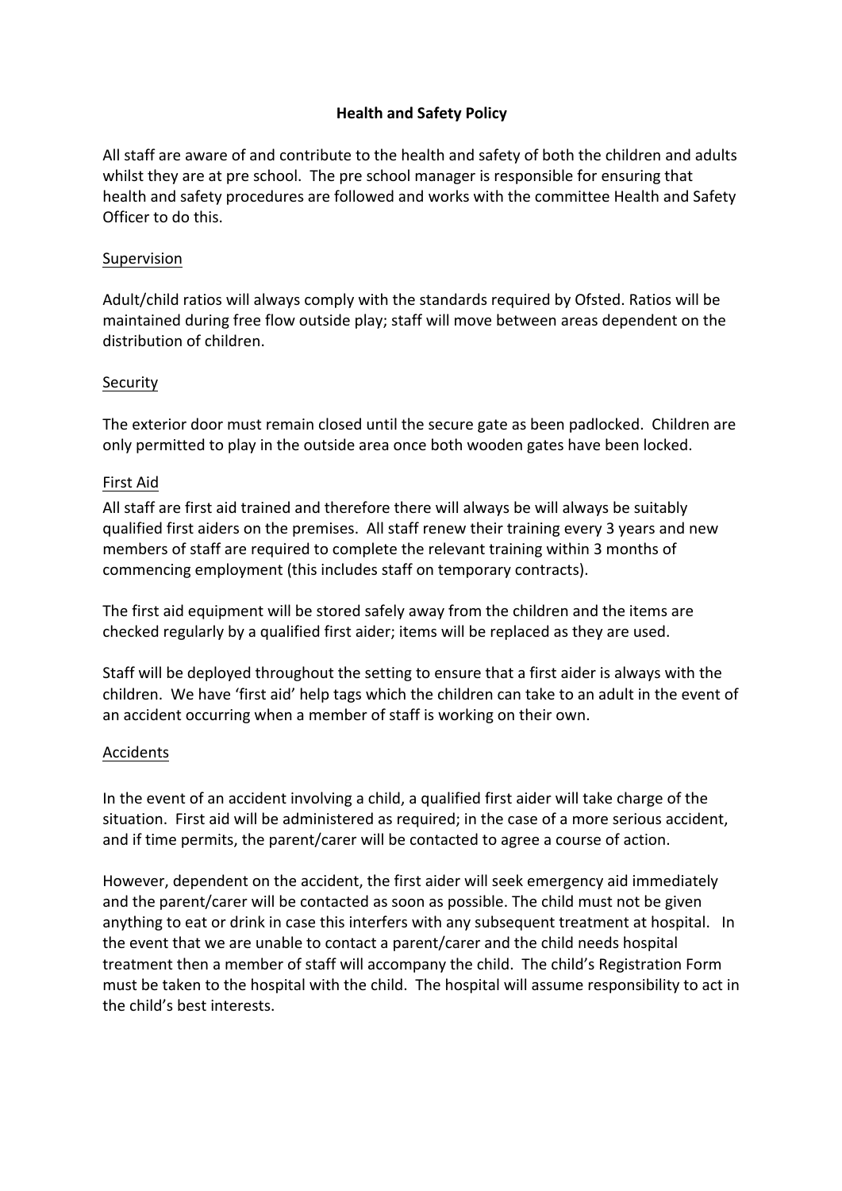# Health and Safety Policy

All staff are aware of and contribute to the health and safety of both the children and adults whilst they are at pre school. The pre school manager is responsible for ensuring that health and safety procedures are followed and works with the committee Health and Safety Officer to do this.

## Supervision

Adult/child ratios will always comply with the standards required by Ofsted. Ratios will be maintained during free flow outside play; staff will move between areas dependent on the distribution of children.

## Security

The exterior door must remain closed until the secure gate as been padlocked. Children are only permitted to play in the outside area once both wooden gates have been locked.

## First Aid

All staff are first aid trained and therefore there will always be will always be suitably qualified first aiders on the premises. All staff renew their training every 3 years and new members of staff are required to complete the relevant training within 3 months of commencing employment (this includes staff on temporary contracts).

The first aid equipment will be stored safely away from the children and the items are checked regularly by a qualified first aider; items will be replaced as they are used.

Staff will be deployed throughout the setting to ensure that a first aider is always with the children. We have 'first aid' help tags which the children can take to an adult in the event of an accident occurring when a member of staff is working on their own.

## Accidents

In the event of an accident involving a child, a qualified first aider will take charge of the situation. First aid will be administered as required; in the case of a more serious accident, and if time permits, the parent/carer will be contacted to agree a course of action.

However, dependent on the accident, the first aider will seek emergency aid immediately and the parent/carer will be contacted as soon as possible. The child must not be given anything to eat or drink in case this interfers with any subsequent treatment at hospital. In the event that we are unable to contact a parent/carer and the child needs hospital treatment then a member of staff will accompany the child. The child's Registration Form must be taken to the hospital with the child. The hospital will assume responsibility to act in the child's best interests.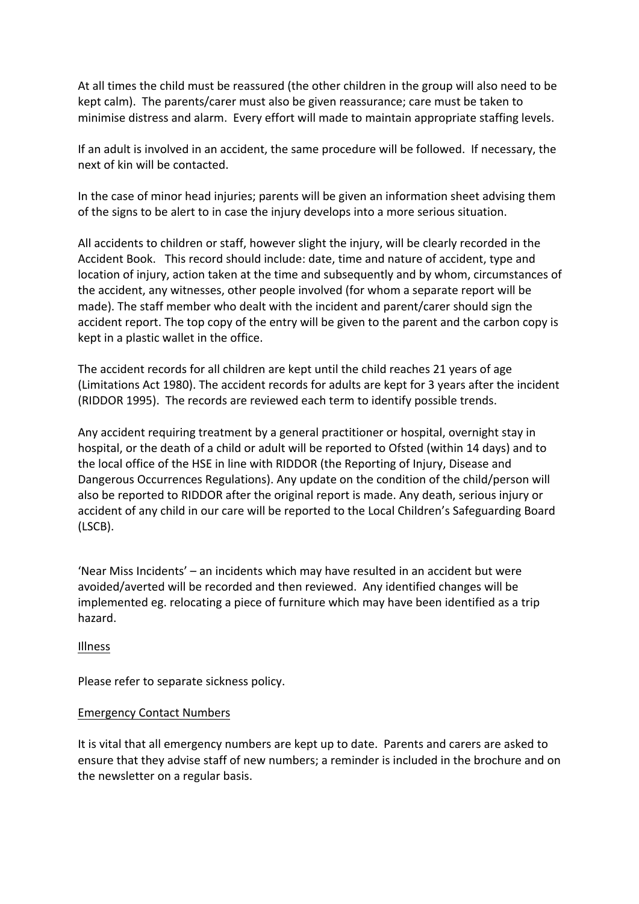At all times the child must be reassured (the other children in the group will also need to be kept calm). The parents/carer must also be given reassurance; care must be taken to minimise distress and alarm. Every effort will made to maintain appropriate staffing levels.

If an adult is involved in an accident, the same procedure will be followed. If necessary, the next of kin will be contacted.

In the case of minor head injuries; parents will be given an information sheet advising them of the signs to be alert to in case the injury develops into a more serious situation.

All accidents to children or staff, however slight the injury, will be clearly recorded in the Accident Book. This record should include: date, time and nature of accident, type and location of injury, action taken at the time and subsequently and by whom, circumstances of the accident, any witnesses, other people involved (for whom a separate report will be made). The staff member who dealt with the incident and parent/carer should sign the accident report. The top copy of the entry will be given to the parent and the carbon copy is kept in a plastic wallet in the office.

The accident records for all children are kept until the child reaches 21 years of age (Limitations Act 1980). The accident records for adults are kept for 3 years after the incident (RIDDOR 1995). The records are reviewed each term to identify possible trends.

Any accident requiring treatment by a general practitioner or hospital, overnight stay in hospital, or the death of a child or adult will be reported to Ofsted (within 14 days) and to the local office of the HSE in line with RIDDOR (the Reporting of Injury, Disease and Dangerous Occurrences Regulations). Any update on the condition of the child/person will also be reported to RIDDOR after the original report is made. Any death, serious injury or accident of any child in our care will be reported to the Local Children's Safeguarding Board (LSCB).

'Near Miss Incidents' – an incidents which may have resulted in an accident but were avoided/averted will be recorded and then reviewed. Any identified changes will be implemented eg. relocating a piece of furniture which may have been identified as a trip hazard.

<u>Illness</u>

Please refer to separate sickness policy.

<u>Emergency Contact Numbers</u>

It is vital that all emergency numbers are kept up to date. Parents and carers are asked to ensure that they advise staff of new numbers; a reminder is included in the brochure and on the newsletter on a regular basis.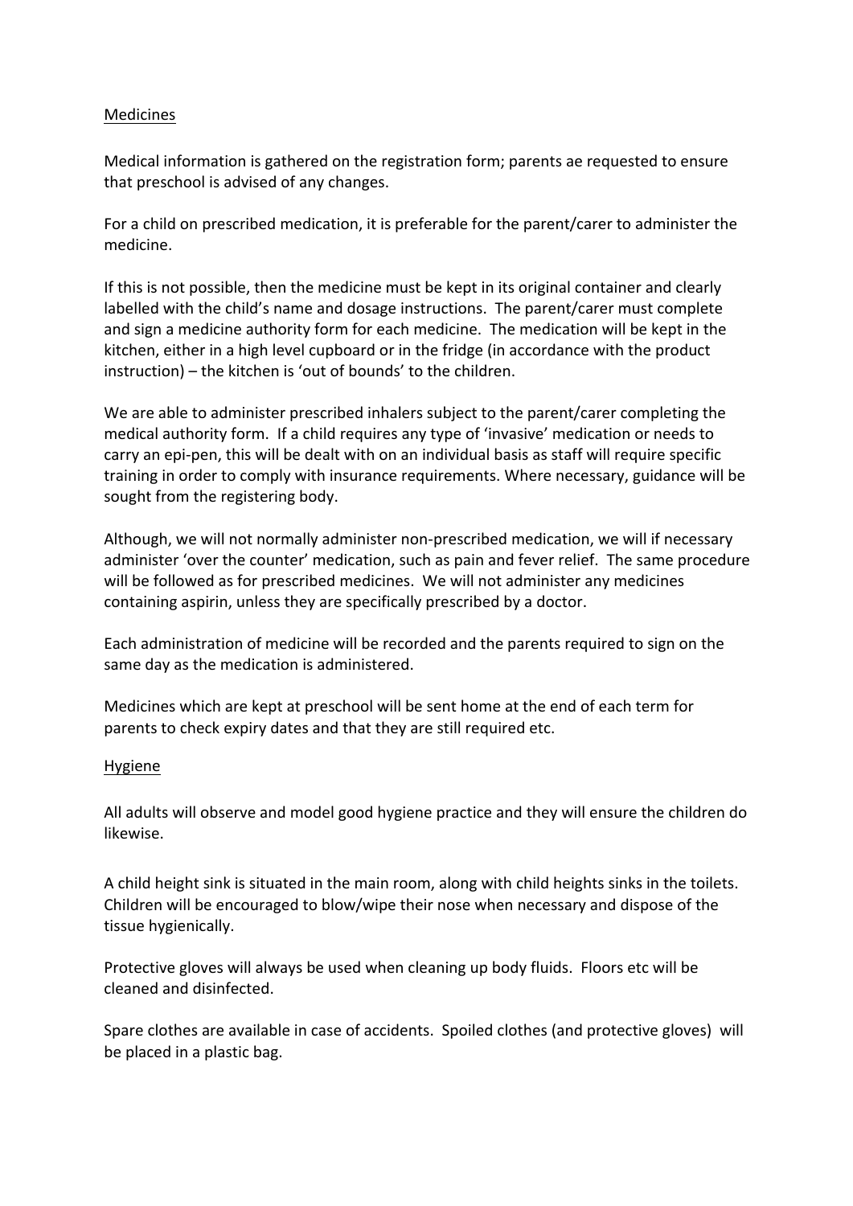## Medicines

Medical information is gathered on the registration form; parents ae requested to ensure that preschool is advised of any changes.

For a child on prescribed medication, it is preferable for the parent/carer to administer the medicine.

If this is not possible, then the medicine must be kept in its original container and clearly labelled with the child's name and dosage instructions. The parent/carer must complete and sign a medicine authority form for each medicine. The medication will be kept in the kitchen, either in a high level cupboard or in the fridge (in accordance with the product instruction) – the kitchen is 'out of bounds' to the children.

We are able to administer prescribed inhalers subject to the parent/carer completing the medical authority form. If a child requires any type of 'invasive' medication or needs to carry an epi-pen, this will be dealt with on an individual basis as staff will require specific training in order to comply with insurance requirements. Where necessary, guidance will be sought from the registering body.

Although, we will not normally administer non-prescribed medication, we will if necessary administer 'over the counter' medication, such as pain and fever relief. The same procedure will be followed as for prescribed medicines. We will not administer any medicines containing aspirin, unless they are specifically prescribed by a doctor.

Each administration of medicine will be recorded and the parents required to sign on the same day as the medication is administered.

Medicines which are kept at preschool will be sent home at the end of each term for parents to check expiry dates and that they are still required etc.

## Hygiene

All adults will observe and model good hygiene practice and they will ensure the children do likewise.

A child height sink is situated in the main room, along with child heights sinks in the toilets. Children will be encouraged to blow/wipe their nose when necessary and dispose of the tissue hygienically.

Protective gloves will always be used when cleaning up body fluids. Floors etc will be cleaned and disinfected.

Spare clothes are available in case of accidents. Spoiled clothes (and protective gloves) will be placed in a plastic bag.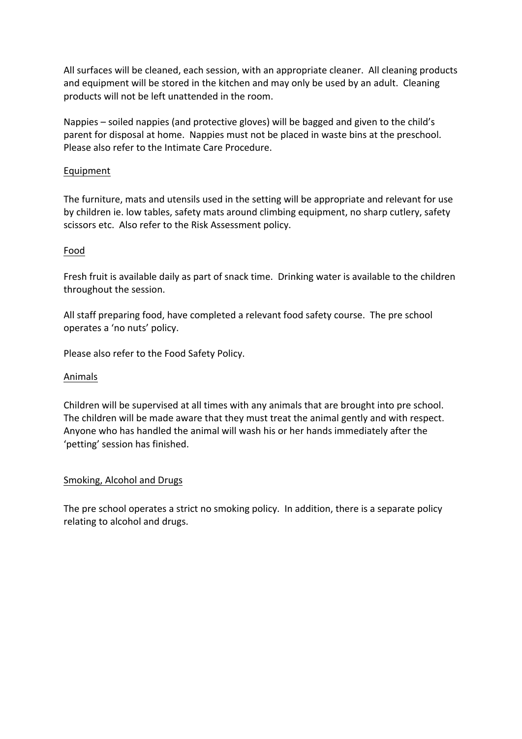All surfaces will be cleaned, each session, with an appropriate cleaner. All cleaning products and equipment will be stored in the kitchen and may only be used by an adult. Cleaning products will not be left unattended in the room.

Nappies – soiled nappies (and protective gloves) will be bagged and given to the child's parent for disposal at home. Nappies must not be placed in waste bins at the preschool. Please also refer to the Intimate Care Procedure.

## Equipment

The furniture, mats and utensils used in the setting will be appropriate and relevant for use by children ie. low tables, safety mats around climbing equipment, no sharp cutlery, safety scissors etc. Also refer to the Risk Assessment policy.

## Food

Fresh fruit is available daily as part of snack time. Drinking water is available to the children throughout the session.

All staff preparing food, have completed a relevant food safety course. The pre school operates a 'no nuts' policy.

Please also refer to the Food Safety Policy.

## Animals

Children will be supervised at all times with any animals that are brought into pre school. The children will be made aware that they must treat the animal gently and with respect. Anyone who has handled the animal will wash his or her hands immediately after the 'petting' session has finished.

## Smoking, Alcohol and Drugs

The pre school operates a strict no smoking policy. In addition, there is a separate policy relating to alcohol and drugs.